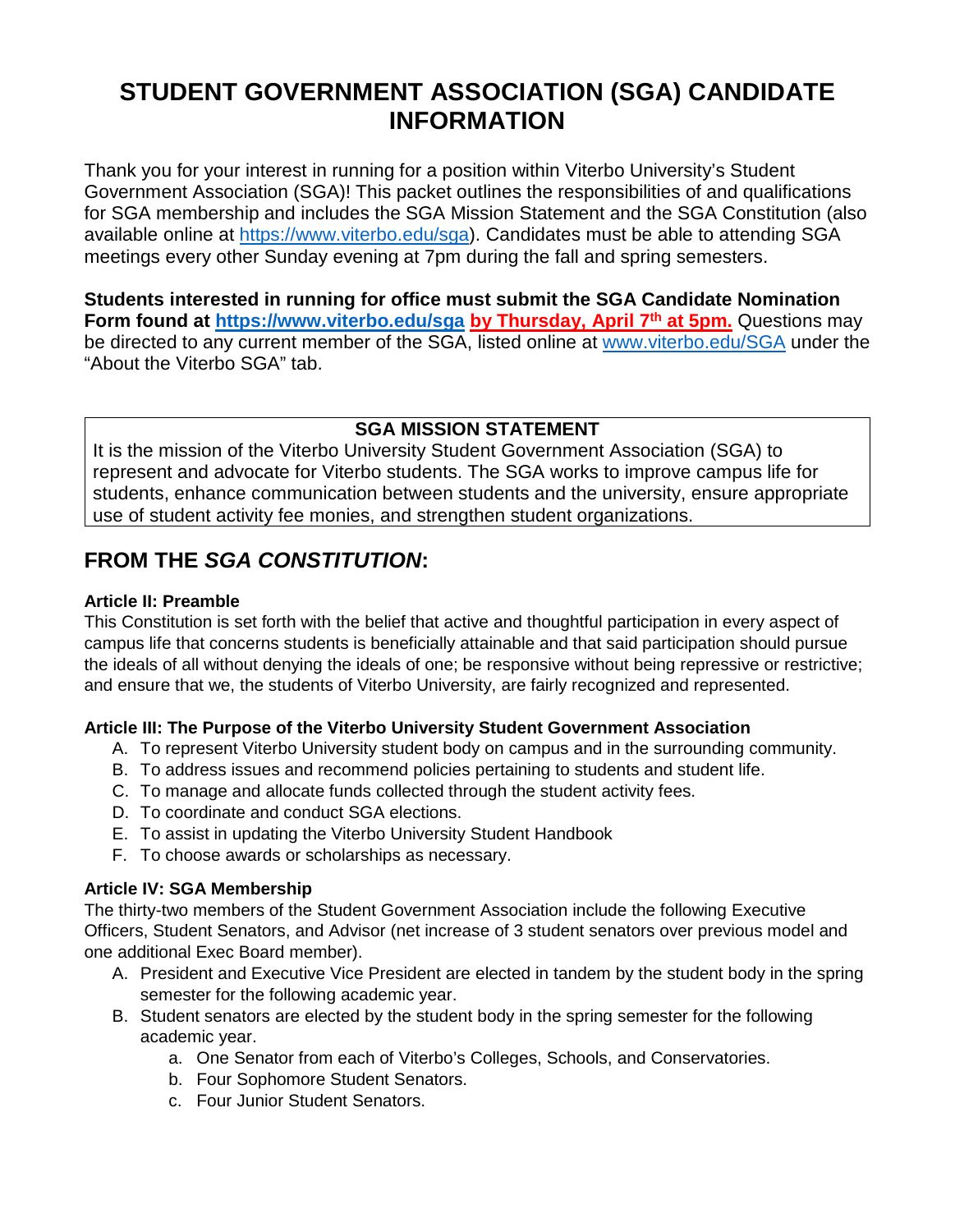# STUDENT GOVERNMENT ASSOCIATION (SGA) CANDIDATE INFORMATION

Thank you for your interest in running for a position within Viterbo University's Student Government Association (SGA)! This packet outlines the responsibilities of and qualifications for SGA membership and includes the SGA Mission Statement and the SGA Constitution (also available online at https://www.viterbo.edu/sga). Candidates must be able to attending SGA meetings every other Sunday evening at 7pm during the fall and spring semesters.

**Students interested in running for office must submit the SGA Candidate Nomination Form found at https://www.viterbo.edu/sga by Thursday, April 7th at 5pm.** Questions may be directed to any current member of the SGA, listed online at www.viterbo.edu/SGA under the "About the Viterbo SGA" tab.

**SGA MISSION STATEMENT**

It is the mission of the Viterbo University Student Government Association (SGA) to represent and advocate for Viterbo students. The SGA works to improve campus life for students, enhance communication between students and the university, ensure appropriate use of student activity fee monies, and strengthen student organizations.

## FROM THE *SGA CONSTITUTION*:

### Article II: Preamble

This Constitution is set forth with the belief that active and thoughtful participation in every aspect of campus life that concerns students is beneficially attainable and that said participation should pursue the ideals of all without denying the ideals of one; be responsive without being repressive or restrictive; and ensure that we, the students of Viterbo University, are fairly recognized and represented.

### Article III: The Purpose of the Viterbo University Student Government Association

A. To represent Viterbo University student body on campus and in the surrounding community.
B. To address issues and recommend policies pertaining to students and student life.
C. To manage and allocate funds collected through the student activity fees.
D. To coordinate and conduct SGA elections.
E. To assist in updating the Viterbo University Student Handbook
F. To choose awards or scholarships as necessary.

### Article IV: SGA Membership

The thirty-two members of the Student Government Association include the following Executive Officers, Student Senators, and Advisor (net increase of 3 student senators over previous model and one additional Exec Board member).

A. President and Executive Vice President are elected in tandem by the student body in the spring semester for the following academic year.
B. Student senators are elected by the student body in the spring semester for the following academic year.
    a. One Senator from each of Viterbo's Colleges, Schools, and Conservatories.
    b. Four Sophomore Student Senators.
    c. Four Junior Student Senators.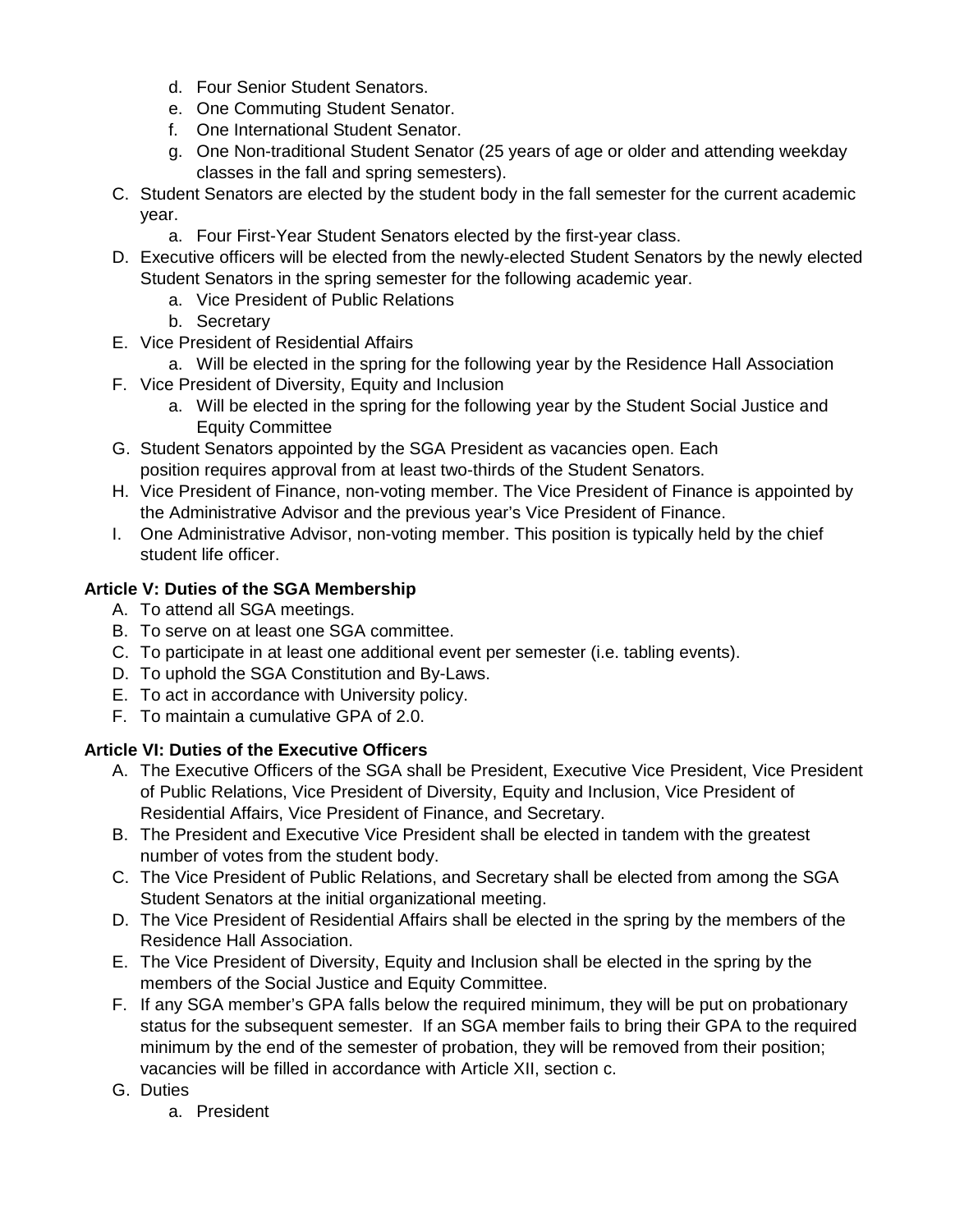d. Four Senior Student Senators.
   e. One Commuting Student Senator.
   f. One International Student Senator.
   g. One Non-traditional Student Senator (25 years of age or older and attending weekday classes in the fall and spring semesters).

C. Student Senators are elected by the student body in the fall semester for the current academic year.
   a. Four First-Year Student Senators elected by the first-year class.

D. Executive officers will be elected from the newly-elected Student Senators by the newly elected Student Senators in the spring semester for the following academic year.
   a. Vice President of Public Relations
   b. Secretary

E. Vice President of Residential Affairs
   a. Will be elected in the spring for the following year by the Residence Hall Association

F. Vice President of Diversity, Equity and Inclusion
   a. Will be elected in the spring for the following year by the Student Social Justice and Equity Committee

G. Student Senators appointed by the SGA President as vacancies open. Each position requires approval from at least two-thirds of the Student Senators.

H. Vice President of Finance, non-voting member. The Vice President of Finance is appointed by the Administrative Advisor and the previous year's Vice President of Finance.

I. One Administrative Advisor, non-voting member. This position is typically held by the chief student life officer.

**Article V: Duties of the SGA Membership**

A. To attend all SGA meetings.
B. To serve on at least one SGA committee.
C. To participate in at least one additional event per semester (i.e. tabling events).
D. To uphold the SGA Constitution and By-Laws.
E. To act in accordance with University policy.
F. To maintain a cumulative GPA of 2.0.

**Article VI: Duties of the Executive Officers**

A. The Executive Officers of the SGA shall be President, Executive Vice President, Vice President of Public Relations, Vice President of Diversity, Equity and Inclusion, Vice President of Residential Affairs, Vice President of Finance, and Secretary.

B. The President and Executive Vice President shall be elected in tandem with the greatest number of votes from the student body.

C. The Vice President of Public Relations, and Secretary shall be elected from among the SGA Student Senators at the initial organizational meeting.

D. The Vice President of Residential Affairs shall be elected in the spring by the members of the Residence Hall Association.

E. The Vice President of Diversity, Equity and Inclusion shall be elected in the spring by the members of the Social Justice and Equity Committee.

F. If any SGA member's GPA falls below the required minimum, they will be put on probationary status for the subsequent semester. If an SGA member fails to bring their GPA to the required minimum by the end of the semester of probation, they will be removed from their position; vacancies will be filled in accordance with Article XII, section c.

G. Duties
   a. President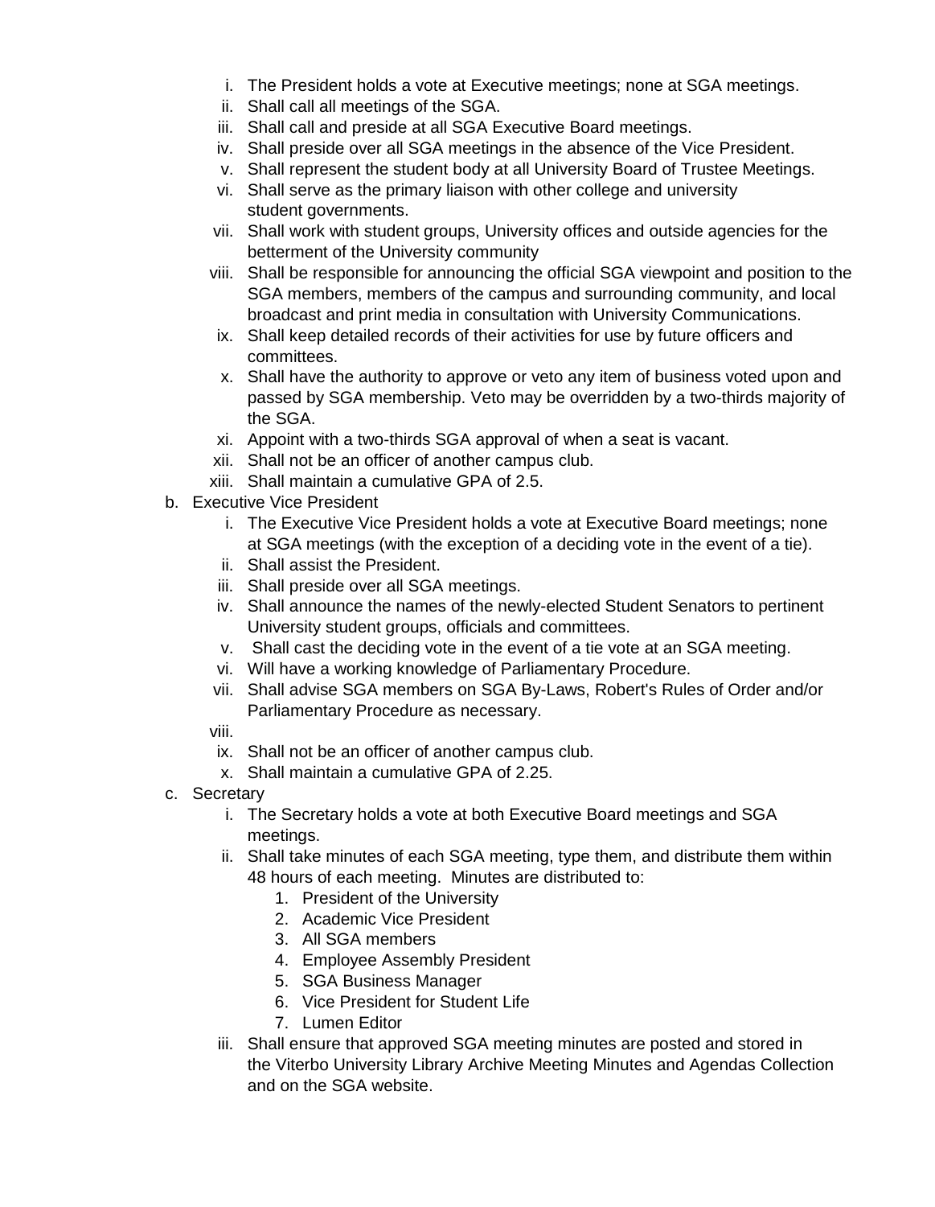i. The President holds a vote at Executive meetings; none at SGA meetings.
   ii. Shall call all meetings of the SGA.
   iii. Shall call and preside at all SGA Executive Board meetings.
   iv. Shall preside over all SGA meetings in the absence of the Vice President.
   v. Shall represent the student body at all University Board of Trustee Meetings.
   vi. Shall serve as the primary liaison with other college and university student governments.
   vii. Shall work with student groups, University offices and outside agencies for the betterment of the University community
   viii. Shall be responsible for announcing the official SGA viewpoint and position to the SGA members, members of the campus and surrounding community, and local broadcast and print media in consultation with University Communications.
   ix. Shall keep detailed records of their activities for use by future officers and committees.
   x. Shall have the authority to approve or veto any item of business voted upon and passed by SGA membership. Veto may be overridden by a two-thirds majority of the SGA.
   xi. Appoint with a two-thirds SGA approval of when a seat is vacant.
   xii. Shall not be an officer of another campus club.
   xiii. Shall maintain a cumulative GPA of 2.5.

b. Executive Vice President
   i. The Executive Vice President holds a vote at Executive Board meetings; none at SGA meetings (with the exception of a deciding vote in the event of a tie).
   ii. Shall assist the President.
   iii. Shall preside over all SGA meetings.
   iv. Shall announce the names of the newly-elected Student Senators to pertinent University student groups, officials and committees.
   v. Shall cast the deciding vote in the event of a tie vote at an SGA meeting.
   vi. Will have a working knowledge of Parliamentary Procedure.
   vii. Shall advise SGA members on SGA By-Laws, Robert's Rules of Order and/or Parliamentary Procedure as necessary.
   viii.
   ix. Shall not be an officer of another campus club.
   x. Shall maintain a cumulative GPA of 2.25.

c. Secretary
   i. The Secretary holds a vote at both Executive Board meetings and SGA meetings.
   ii. Shall take minutes of each SGA meeting, type them, and distribute them within 48 hours of each meeting. Minutes are distributed to:
      1. President of the University
      2. Academic Vice President
      3. All SGA members
      4. Employee Assembly President
      5. SGA Business Manager
      6. Vice President for Student Life
      7. Lumen Editor
   iii. Shall ensure that approved SGA meeting minutes are posted and stored in the Viterbo University Library Archive Meeting Minutes and Agendas Collection and on the SGA website.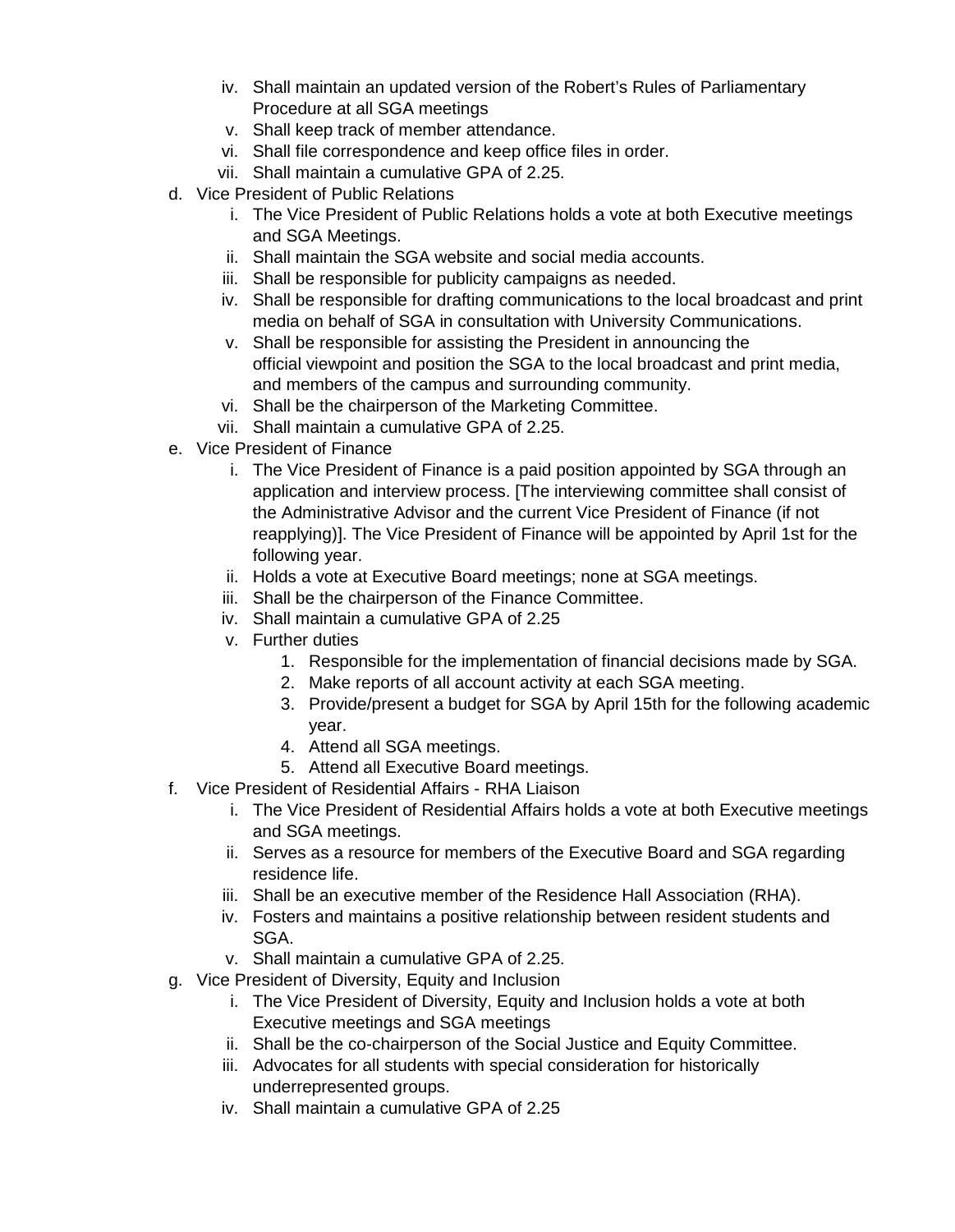iv. Shall maintain an updated version of the Robert's Rules of Parliamentary Procedure at all SGA meetings
   v. Shall keep track of member attendance.
   vi. Shall file correspondence and keep office files in order.
   vii. Shall maintain a cumulative GPA of 2.25.

d. Vice President of Public Relations
   i. The Vice President of Public Relations holds a vote at both Executive meetings and SGA Meetings.
   ii. Shall maintain the SGA website and social media accounts.
   iii. Shall be responsible for publicity campaigns as needed.
   iv. Shall be responsible for drafting communications to the local broadcast and print media on behalf of SGA in consultation with University Communications.
   v. Shall be responsible for assisting the President in announcing the official viewpoint and position the SGA to the local broadcast and print media, and members of the campus and surrounding community.
   vi. Shall be the chairperson of the Marketing Committee.
   vii. Shall maintain a cumulative GPA of 2.25.

e. Vice President of Finance
   i. The Vice President of Finance is a paid position appointed by SGA through an application and interview process. [The interviewing committee shall consist of the Administrative Advisor and the current Vice President of Finance (if not reapplying)]. The Vice President of Finance will be appointed by April 1st for the following year.
   ii. Holds a vote at Executive Board meetings; none at SGA meetings.
   iii. Shall be the chairperson of the Finance Committee.
   iv. Shall maintain a cumulative GPA of 2.25
   v. Further duties
      1. Responsible for the implementation of financial decisions made by SGA.
      2. Make reports of all account activity at each SGA meeting.
      3. Provide/present a budget for SGA by April 15th for the following academic year.
      4. Attend all SGA meetings.
      5. Attend all Executive Board meetings.

f. Vice President of Residential Affairs - RHA Liaison
   i. The Vice President of Residential Affairs holds a vote at both Executive meetings and SGA meetings.
   ii. Serves as a resource for members of the Executive Board and SGA regarding residence life.
   iii. Shall be an executive member of the Residence Hall Association (RHA).
   iv. Fosters and maintains a positive relationship between resident students and SGA.
   v. Shall maintain a cumulative GPA of 2.25.

g. Vice President of Diversity, Equity and Inclusion
   i. The Vice President of Diversity, Equity and Inclusion holds a vote at both Executive meetings and SGA meetings
   ii. Shall be the co-chairperson of the Social Justice and Equity Committee.
   iii. Advocates for all students with special consideration for historically underrepresented groups.
   iv. Shall maintain a cumulative GPA of 2.25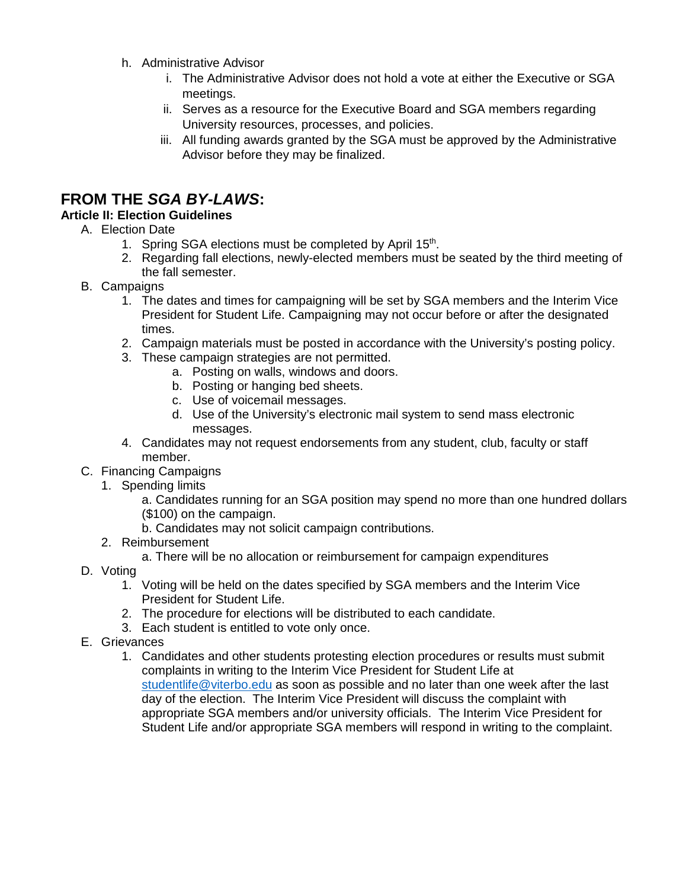h. Administrative Advisor
    i. The Administrative Advisor does not hold a vote at either the Executive or SGA meetings.
    ii. Serves as a resource for the Executive Board and SGA members regarding University resources, processes, and policies.
    iii. All funding awards granted by the SGA must be approved by the Administrative Advisor before they may be finalized.

## FROM THE *SGA BY-LAWS*:

**Article II: Election Guidelines**

A. Election Date
    1. Spring SGA elections must be completed by April 15th.
    2. Regarding fall elections, newly-elected members must be seated by the third meeting of the fall semester.

B. Campaigns
    1. The dates and times for campaigning will be set by SGA members and the Interim Vice President for Student Life. Campaigning may not occur before or after the designated times.
    2. Campaign materials must be posted in accordance with the University's posting policy.
    3. These campaign strategies are not permitted.
        a. Posting on walls, windows and doors.
        b. Posting or hanging bed sheets.
        c. Use of voicemail messages.
        d. Use of the University's electronic mail system to send mass electronic messages.
    4. Candidates may not request endorsements from any student, club, faculty or staff member.

C. Financing Campaigns
    1. Spending limits
        a. Candidates running for an SGA position may spend no more than one hundred dollars ($100) on the campaign.
        b. Candidates may not solicit campaign contributions.
    2. Reimbursement
        a. There will be no allocation or reimbursement for campaign expenditures

D. Voting
    1. Voting will be held on the dates specified by SGA members and the Interim Vice President for Student Life.
    2. The procedure for elections will be distributed to each candidate.
    3. Each student is entitled to vote only once.

E. Grievances
    1. Candidates and other students protesting election procedures or results must submit complaints in writing to the Interim Vice President for Student Life at studentlife@viterbo.edu as soon as possible and no later than one week after the last day of the election. The Interim Vice President will discuss the complaint with appropriate SGA members and/or university officials. The Interim Vice President for Student Life and/or appropriate SGA members will respond in writing to the complaint.